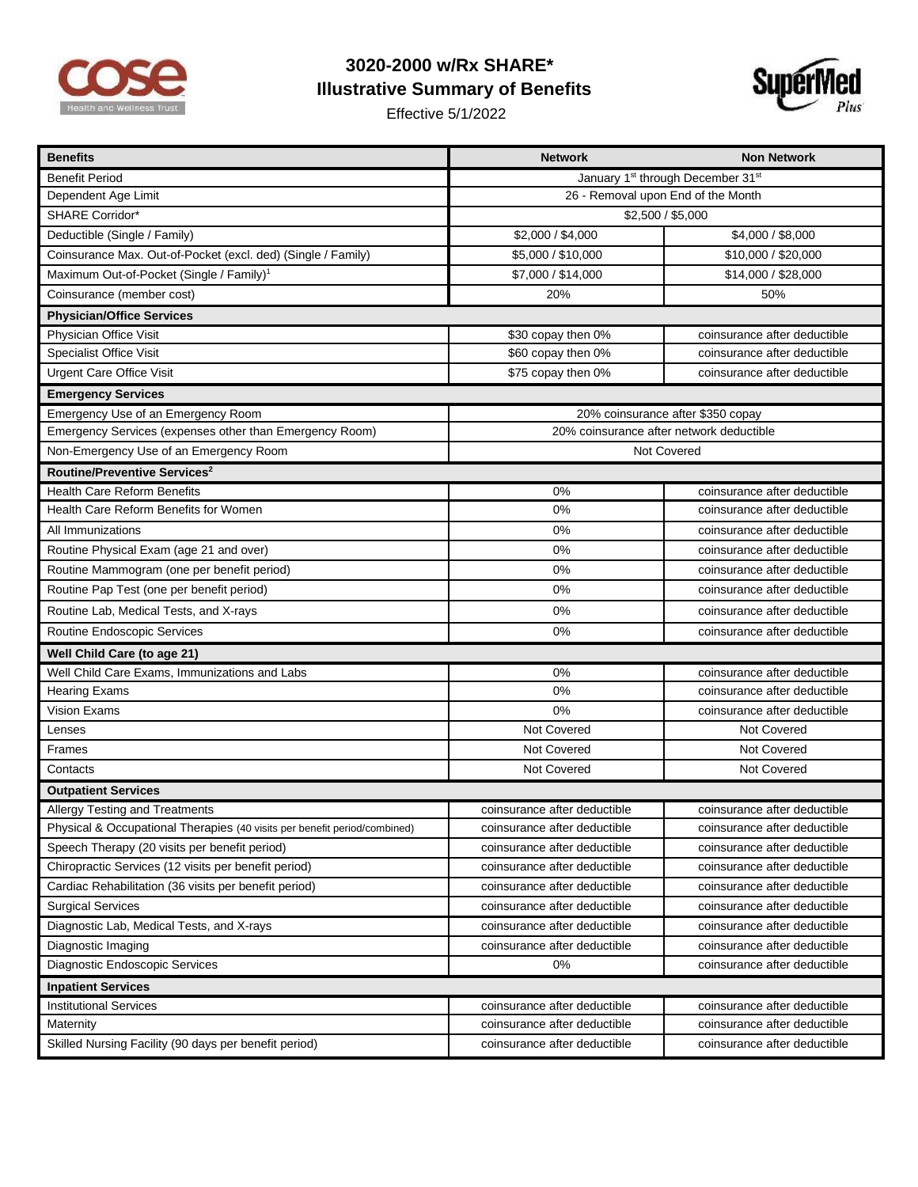# 3020-2000 w/Rx SHARE*

## Illustrative Summary of Benefits

Effective 5/1/2022

| Benefits | Network | Non Network |
|---|---|---|
| Benefit Period | January 1st through December 31st | |
| Dependent Age Limit | 26 - Removal upon End of the Month | |
| SHARE Corridor* | $2,500 / $5,000 | |
| Deductible (Single / Family) | $2,000 / $4,000 | $4,000 / $8,000 |
| Coinsurance Max. Out-of-Pocket (excl. ded) (Single / Family) | $5,000 / $10,000 | $10,000 / $20,000 |
| Maximum Out-of-Pocket (Single / Family)[1] | $7,000 / $14,000 | $14,000 / $28,000 |
| Coinsurance (member cost) | 20% | 50% |
| **Physician/Office Services** | | |
| Physician Office Visit | $30 copay then 0% | coinsurance after deductible |
| Specialist Office Visit | $60 copay then 0% | coinsurance after deductible |
| Urgent Care Office Visit | $75 copay then 0% | coinsurance after deductible |
| **Emergency Services** | | |
| Emergency Use of an Emergency Room | 20% coinsurance after $350 copay | |
| Emergency Services (expenses other than Emergency Room) | 20% coinsurance after network deductible | |
| Non-Emergency Use of an Emergency Room | Not Covered | |
| **Routine/Preventive Services[2]** | | |
| Health Care Reform Benefits | 0% | coinsurance after deductible |
| Health Care Reform Benefits for Women | 0% | coinsurance after deductible |
| All Immunizations | 0% | coinsurance after deductible |
| Routine Physical Exam (age 21 and over) | 0% | coinsurance after deductible |
| Routine Mammogram (one per benefit period) | 0% | coinsurance after deductible |
| Routine Pap Test (one per benefit period) | 0% | coinsurance after deductible |
| Routine Lab, Medical Tests, and X-rays | 0% | coinsurance after deductible |
| Routine Endoscopic Services | 0% | coinsurance after deductible |
| **Well Child Care (to age 21)** | | |
| Well Child Care Exams, Immunizations and Labs | 0% | coinsurance after deductible |
| Hearing Exams | 0% | coinsurance after deductible |
| Vision Exams | 0% | coinsurance after deductible |
| Lenses | Not Covered | Not Covered |
| Frames | Not Covered | Not Covered |
| Contacts | Not Covered | Not Covered |
| **Outpatient Services** | | |
| Allergy Testing and Treatments | coinsurance after deductible | coinsurance after deductible |
| Physical & Occupational Therapies (40 visits per benefit period/combined) | coinsurance after deductible | coinsurance after deductible |
| Speech Therapy (20 visits per benefit period) | coinsurance after deductible | coinsurance after deductible |
| Chiropractic Services (12 visits per benefit period) | coinsurance after deductible | coinsurance after deductible |
| Cardiac Rehabilitation (36 visits per benefit period) | coinsurance after deductible | coinsurance after deductible |
| Surgical Services | coinsurance after deductible | coinsurance after deductible |
| Diagnostic Lab, Medical Tests, and X-rays | coinsurance after deductible | coinsurance after deductible |
| Diagnostic Imaging | coinsurance after deductible | coinsurance after deductible |
| Diagnostic Endoscopic Services | 0% | coinsurance after deductible |
| **Inpatient Services** | | |
| Institutional Services | coinsurance after deductible | coinsurance after deductible |
| Maternity | coinsurance after deductible | coinsurance after deductible |
| Skilled Nursing Facility (90 days per benefit period) | coinsurance after deductible | coinsurance after deductible |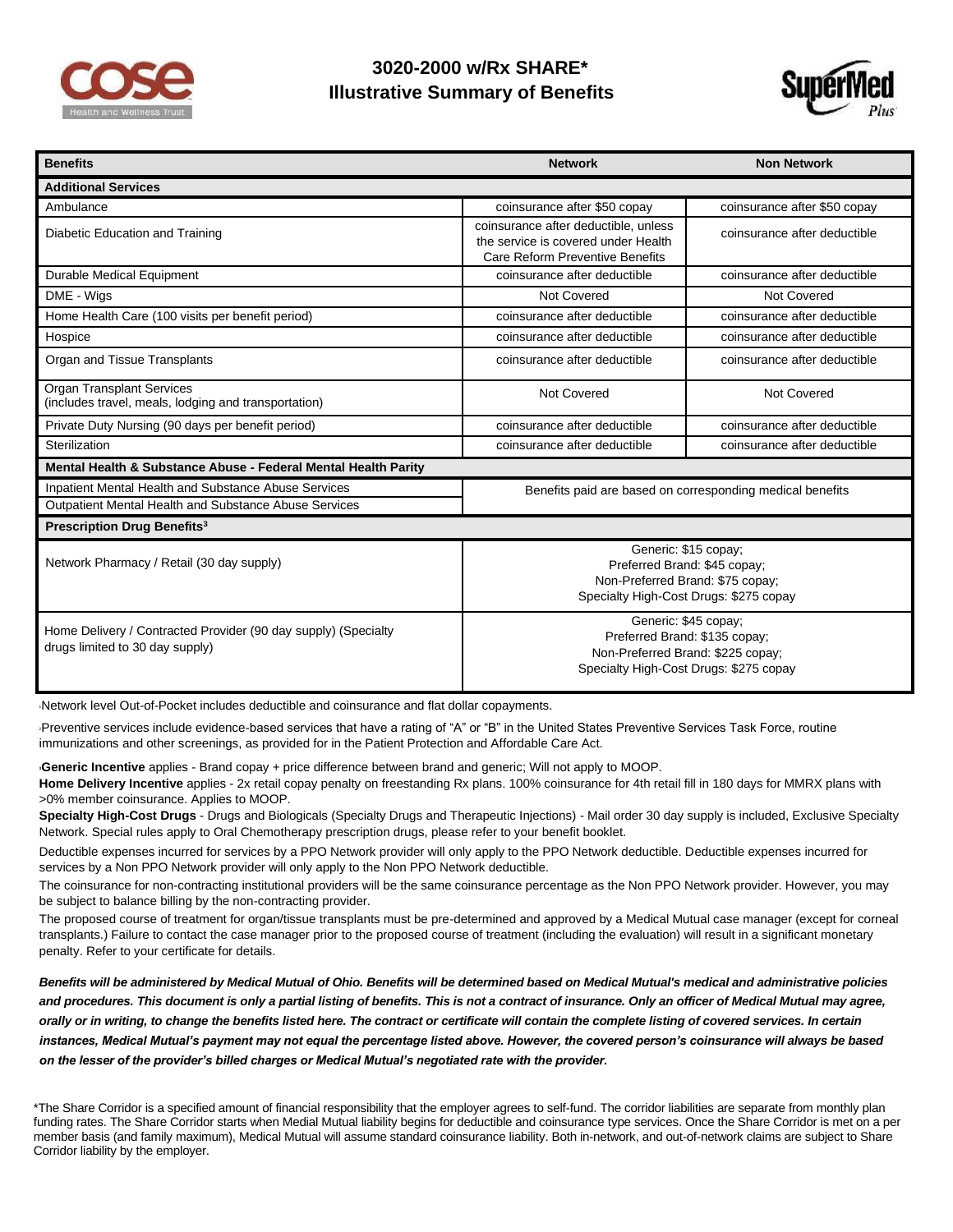# 3020-2000 w/Rx SHARE*
## Illustrative Summary of Benefits

| Benefits | Network | Non Network |
|---|---|---|
| **Additional Services** | | |
| Ambulance | coinsurance after $50 copay | coinsurance after $50 copay |
| Diabetic Education and Training | coinsurance after deductible, unless the service is covered under Health Care Reform Preventive Benefits | coinsurance after deductible |
| Durable Medical Equipment | coinsurance after deductible | coinsurance after deductible |
| DME - Wigs | Not Covered | Not Covered |
| Home Health Care (100 visits per benefit period) | coinsurance after deductible | coinsurance after deductible |
| Hospice | coinsurance after deductible | coinsurance after deductible |
| Organ and Tissue Transplants | coinsurance after deductible | coinsurance after deductible |
| Organ Transplant Services (includes travel, meals, lodging and transportation) | Not Covered | Not Covered |
| Private Duty Nursing (90 days per benefit period) | coinsurance after deductible | coinsurance after deductible |
| Sterilization | coinsurance after deductible | coinsurance after deductible |
| **Mental Health & Substance Abuse - Federal Mental Health Parity** | | |
| Inpatient Mental Health and Substance Abuse Services | Benefits paid are based on corresponding medical benefits | |
| Outpatient Mental Health and Substance Abuse Services | | |
| **Prescription Drug Benefits[3]** | | |
| Network Pharmacy / Retail (30 day supply) | Generic: $15 copay; Preferred Brand: $45 copay; Non-Preferred Brand: $75 copay; Specialty High-Cost Drugs: $275 copay | |
| Home Delivery / Contracted Provider (90 day supply) (Specialty drugs limited to 30 day supply) | Generic: $45 copay; Preferred Brand: $135 copay; Non-Preferred Brand: $225 copay; Specialty High-Cost Drugs: $275 copay | |

[1]Network level Out-of-Pocket includes deductible and coinsurance and flat dollar copayments.

[2]Preventive services include evidence-based services that have a rating of "A" or "B" in the United States Preventive Services Task Force, routine immunizations and other screenings, as provided for in the Patient Protection and Affordable Care Act.

[3]**Generic Incentive** applies - Brand copay + price difference between brand and generic; Will not apply to MOOP.
**Home Delivery Incentive** applies - 2x retail copay penalty on freestanding Rx plans. 100% coinsurance for 4th retail fill in 180 days for MMRX plans with >0% member coinsurance. Applies to MOOP.
**Specialty High-Cost Drugs** - Drugs and Biologicals (Specialty Drugs and Therapeutic Injections) - Mail order 30 day supply is included, Exclusive Specialty Network. Special rules apply to Oral Chemotherapy prescription drugs, please refer to your benefit booklet.

Deductible expenses incurred for services by a PPO Network provider will only apply to the PPO Network deductible. Deductible expenses incurred for services by a Non PPO Network provider will only apply to the Non PPO Network deductible.

The coinsurance for non-contracting institutional providers will be the same coinsurance percentage as the Non PPO Network provider. However, you may be subject to balance billing by the non-contracting provider.

The proposed course of treatment for organ/tissue transplants must be pre-determined and approved by a Medical Mutual case manager (except for corneal transplants.) Failure to contact the case manager prior to the proposed course of treatment (including the evaluation) will result in a significant monetary penalty. Refer to your certificate for details.

***Benefits will be administered by Medical Mutual of Ohio. Benefits will be determined based on Medical Mutual's medical and administrative policies and procedures. This document is only a partial listing of benefits. This is not a contract of insurance. Only an officer of Medical Mutual may agree, orally or in writing, to change the benefits listed here. The contract or certificate will contain the complete listing of covered services. In certain instances, Medical Mutual's payment may not equal the percentage listed above. However, the covered person's coinsurance will always be based on the lesser of the provider's billed charges or Medical Mutual's negotiated rate with the provider.***

*The Share Corridor is a specified amount of financial responsibility that the employer agrees to self-fund. The corridor liabilities are separate from monthly plan funding rates. The Share Corridor starts when Medial Mutual liability begins for deductible and coinsurance type services. Once the Share Corridor is met on a per member basis (and family maximum), Medical Mutual will assume standard coinsurance liability. Both in-network, and out-of-network claims are subject to Share Corridor liability by the employer.